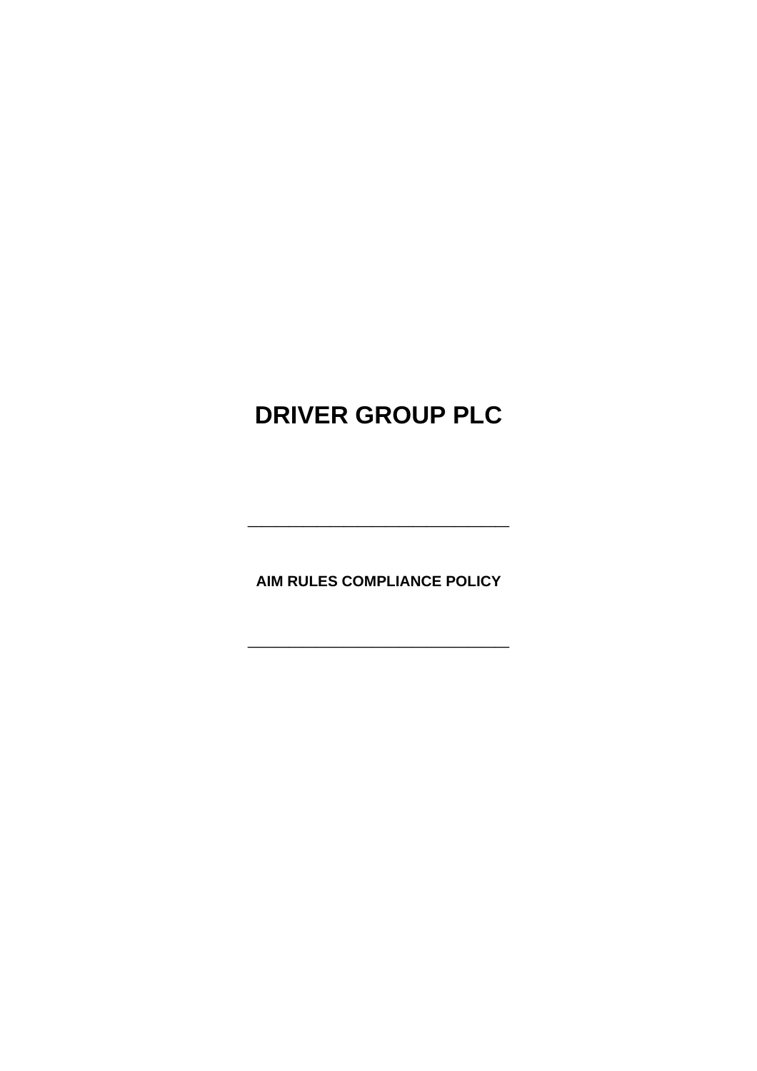# DRIVER GROUP PLC

---

**AIM RULES COMPLIANCE POLICY**

---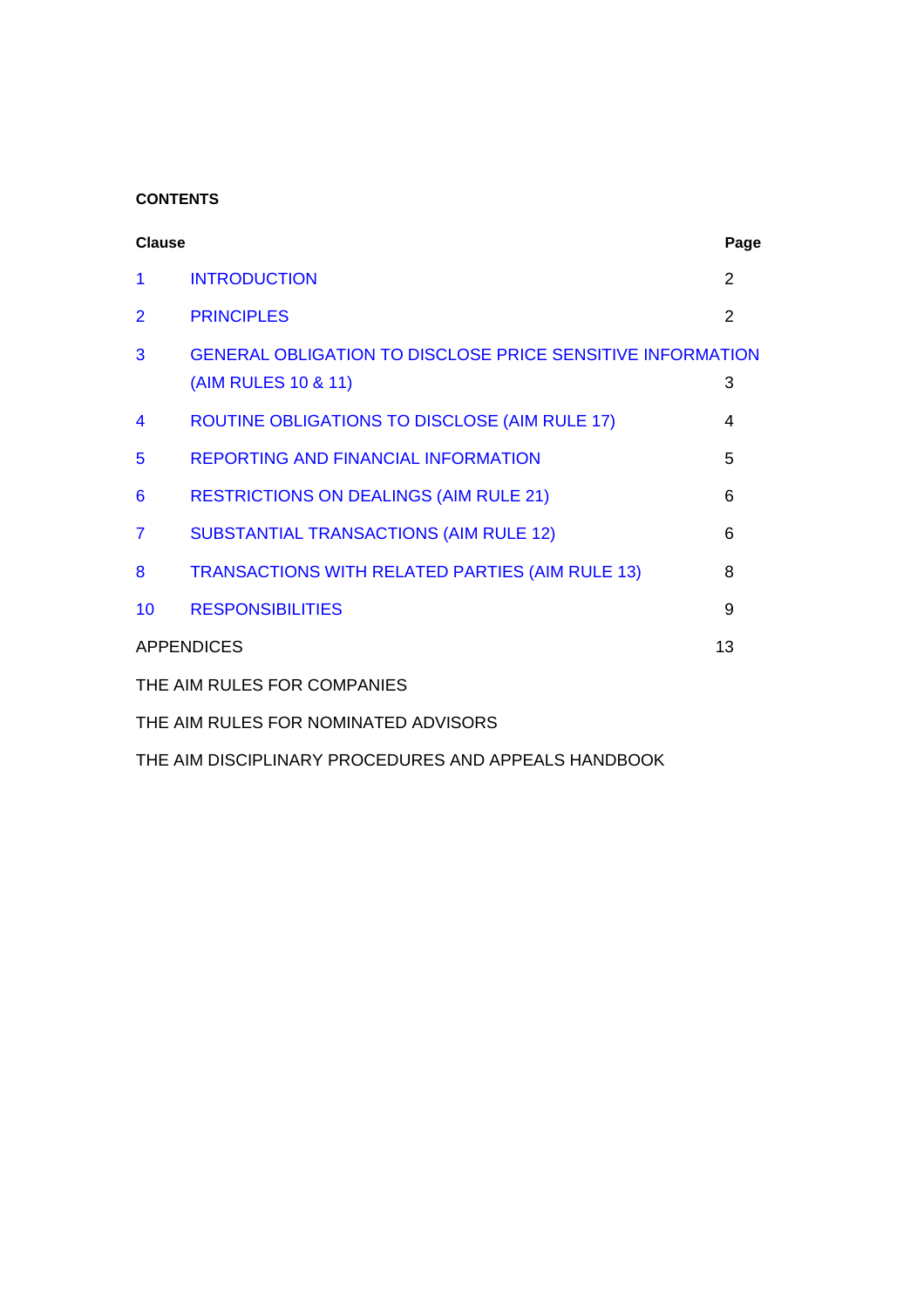**CONTENTS**

| Clause | | Page |
|---|---|---|
| 1 | INTRODUCTION | 2 |
| 2 | PRINCIPLES | 2 |
| 3 | GENERAL OBLIGATION TO DISCLOSE PRICE SENSITIVE INFORMATION (AIM RULES 10 & 11) | 3 |
| 4 | ROUTINE OBLIGATIONS TO DISCLOSE (AIM RULE 17) | 4 |
| 5 | REPORTING AND FINANCIAL INFORMATION | 5 |
| 6 | RESTRICTIONS ON DEALINGS (AIM RULE 21) | 6 |
| 7 | SUBSTANTIAL TRANSACTIONS (AIM RULE 12) | 6 |
| 8 | TRANSACTIONS WITH RELATED PARTIES (AIM RULE 13) | 8 |
| 10 | RESPONSIBILITIES | 9 |
| APPENDICES | | 13 |

THE AIM RULES FOR COMPANIES

THE AIM RULES FOR NOMINATED ADVISORS

THE AIM DISCIPLINARY PROCEDURES AND APPEALS HANDBOOK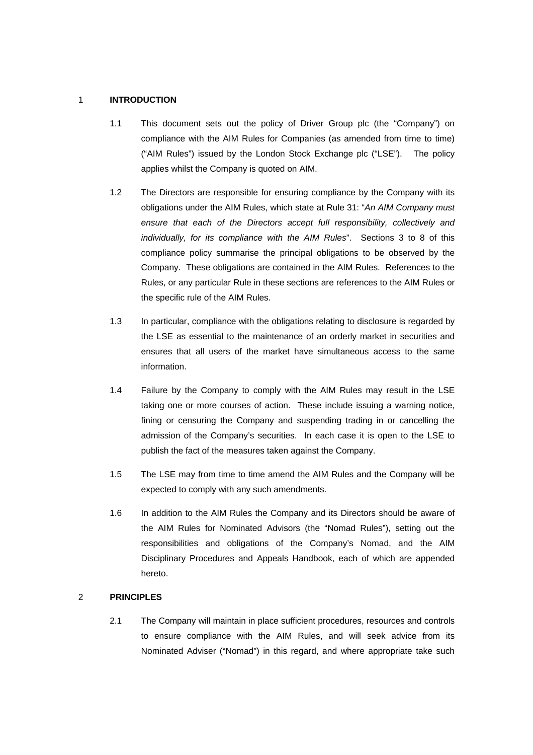## 1 INTRODUCTION

1.1 This document sets out the policy of Driver Group plc (the "Company") on compliance with the AIM Rules for Companies (as amended from time to time) ("AIM Rules") issued by the London Stock Exchange plc ("LSE"). The policy applies whilst the Company is quoted on AIM.

1.2 The Directors are responsible for ensuring compliance by the Company with its obligations under the AIM Rules, which state at Rule 31: "*An AIM Company must ensure that each of the Directors accept full responsibility, collectively and individually, for its compliance with the AIM Rules*". Sections 3 to 8 of this compliance policy summarise the principal obligations to be observed by the Company. These obligations are contained in the AIM Rules. References to the Rules, or any particular Rule in these sections are references to the AIM Rules or the specific rule of the AIM Rules.

1.3 In particular, compliance with the obligations relating to disclosure is regarded by the LSE as essential to the maintenance of an orderly market in securities and ensures that all users of the market have simultaneous access to the same information.

1.4 Failure by the Company to comply with the AIM Rules may result in the LSE taking one or more courses of action. These include issuing a warning notice, fining or censuring the Company and suspending trading in or cancelling the admission of the Company's securities. In each case it is open to the LSE to publish the fact of the measures taken against the Company.

1.5 The LSE may from time to time amend the AIM Rules and the Company will be expected to comply with any such amendments.

1.6 In addition to the AIM Rules the Company and its Directors should be aware of the AIM Rules for Nominated Advisors (the "Nomad Rules"), setting out the responsibilities and obligations of the Company's Nomad, and the AIM Disciplinary Procedures and Appeals Handbook, each of which are appended hereto.

## 2 PRINCIPLES

2.1 The Company will maintain in place sufficient procedures, resources and controls to ensure compliance with the AIM Rules, and will seek advice from its Nominated Adviser ("Nomad") in this regard, and where appropriate take such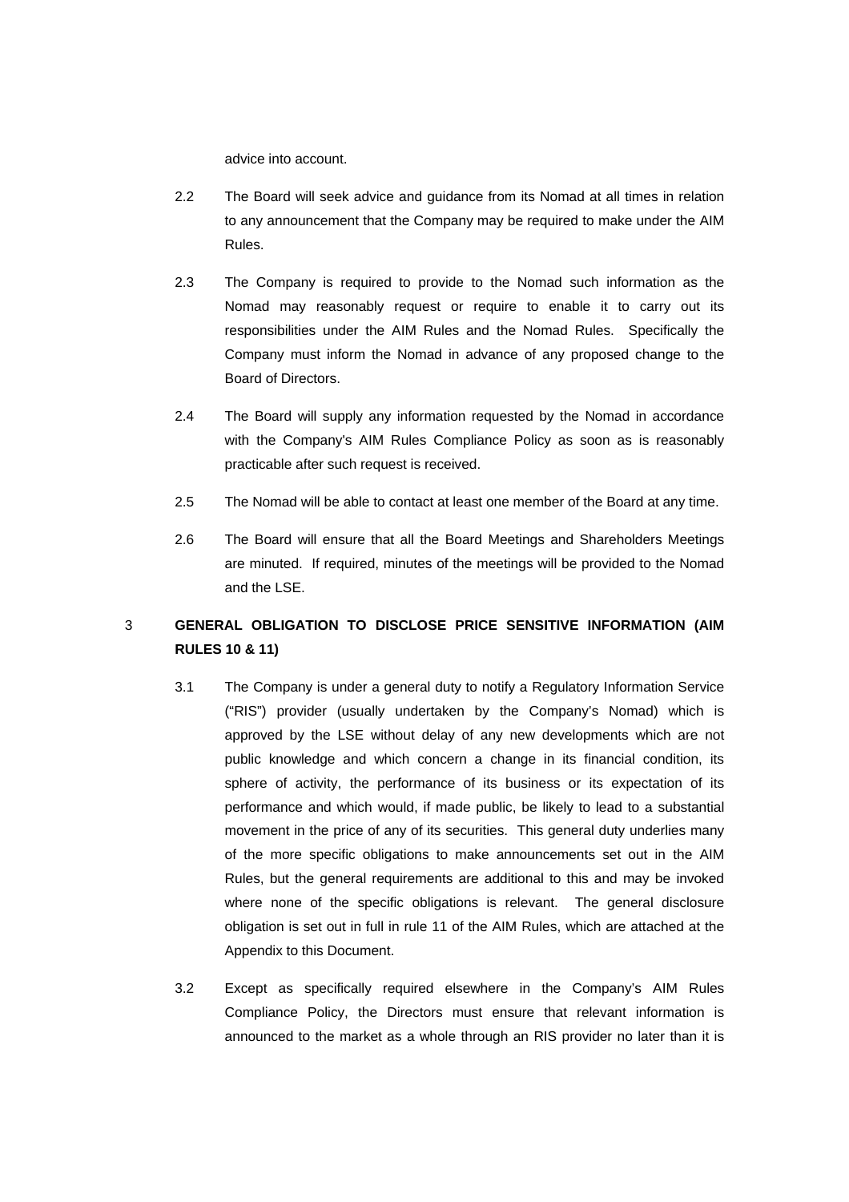advice into account.

2.2 The Board will seek advice and guidance from its Nomad at all times in relation to any announcement that the Company may be required to make under the AIM Rules.

2.3 The Company is required to provide to the Nomad such information as the Nomad may reasonably request or require to enable it to carry out its responsibilities under the AIM Rules and the Nomad Rules. Specifically the Company must inform the Nomad in advance of any proposed change to the Board of Directors.

2.4 The Board will supply any information requested by the Nomad in accordance with the Company's AIM Rules Compliance Policy as soon as is reasonably practicable after such request is received.

2.5 The Nomad will be able to contact at least one member of the Board at any time.

2.6 The Board will ensure that all the Board Meetings and Shareholders Meetings are minuted. If required, minutes of the meetings will be provided to the Nomad and the LSE.

## 3 GENERAL OBLIGATION TO DISCLOSE PRICE SENSITIVE INFORMATION (AIM RULES 10 & 11)

3.1 The Company is under a general duty to notify a Regulatory Information Service ("RIS") provider (usually undertaken by the Company's Nomad) which is approved by the LSE without delay of any new developments which are not public knowledge and which concern a change in its financial condition, its sphere of activity, the performance of its business or its expectation of its performance and which would, if made public, be likely to lead to a substantial movement in the price of any of its securities. This general duty underlies many of the more specific obligations to make announcements set out in the AIM Rules, but the general requirements are additional to this and may be invoked where none of the specific obligations is relevant. The general disclosure obligation is set out in full in rule 11 of the AIM Rules, which are attached at the Appendix to this Document.

3.2 Except as specifically required elsewhere in the Company's AIM Rules Compliance Policy, the Directors must ensure that relevant information is announced to the market as a whole through an RIS provider no later than it is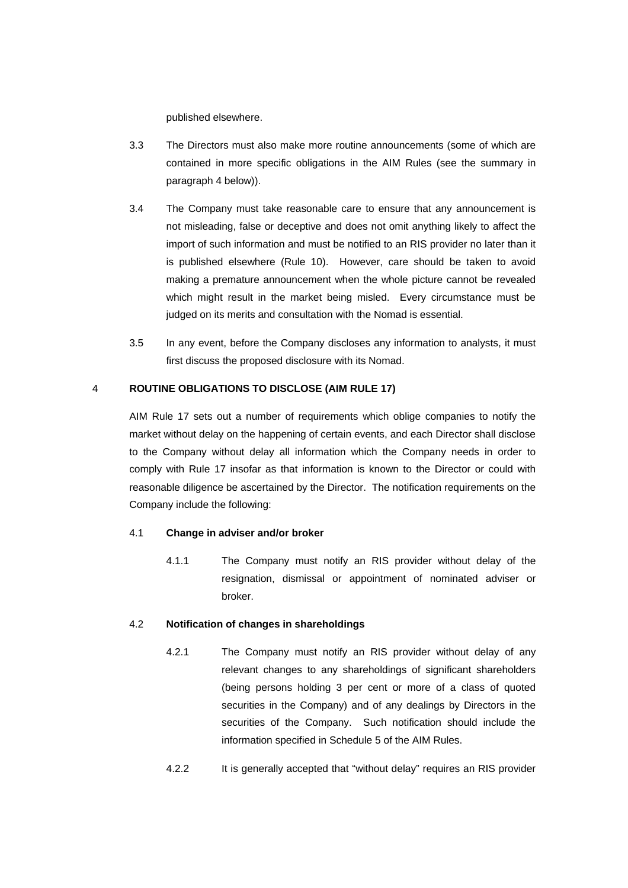published elsewhere.

3.3 The Directors must also make more routine announcements (some of which are contained in more specific obligations in the AIM Rules (see the summary in paragraph 4 below)).

3.4 The Company must take reasonable care to ensure that any announcement is not misleading, false or deceptive and does not omit anything likely to affect the import of such information and must be notified to an RIS provider no later than it is published elsewhere (Rule 10). However, care should be taken to avoid making a premature announcement when the whole picture cannot be revealed which might result in the market being misled. Every circumstance must be judged on its merits and consultation with the Nomad is essential.

3.5 In any event, before the Company discloses any information to analysts, it must first discuss the proposed disclosure with its Nomad.

## 4 ROUTINE OBLIGATIONS TO DISCLOSE (AIM RULE 17)

AIM Rule 17 sets out a number of requirements which oblige companies to notify the market without delay on the happening of certain events, and each Director shall disclose to the Company without delay all information which the Company needs in order to comply with Rule 17 insofar as that information is known to the Director or could with reasonable diligence be ascertained by the Director. The notification requirements on the Company include the following:

### 4.1 Change in adviser and/or broker

4.1.1 The Company must notify an RIS provider without delay of the resignation, dismissal or appointment of nominated adviser or broker.

### 4.2 Notification of changes in shareholdings

4.2.1 The Company must notify an RIS provider without delay of any relevant changes to any shareholdings of significant shareholders (being persons holding 3 per cent or more of a class of quoted securities in the Company) and of any dealings by Directors in the securities of the Company. Such notification should include the information specified in Schedule 5 of the AIM Rules.

4.2.2 It is generally accepted that "without delay" requires an RIS provider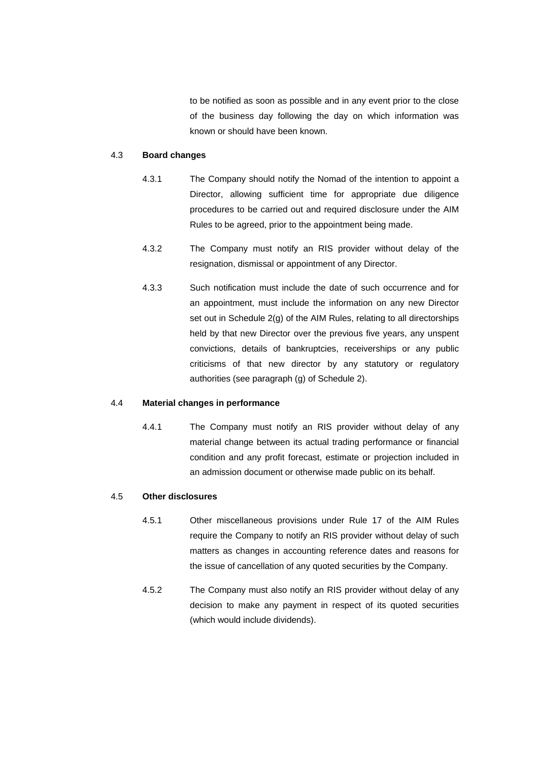to be notified as soon as possible and in any event prior to the close of the business day following the day on which information was known or should have been known.

## 4.3 Board changes

4.3.1 The Company should notify the Nomad of the intention to appoint a Director, allowing sufficient time for appropriate due diligence procedures to be carried out and required disclosure under the AIM Rules to be agreed, prior to the appointment being made.

4.3.2 The Company must notify an RIS provider without delay of the resignation, dismissal or appointment of any Director.

4.3.3 Such notification must include the date of such occurrence and for an appointment, must include the information on any new Director set out in Schedule 2(g) of the AIM Rules, relating to all directorships held by that new Director over the previous five years, any unspent convictions, details of bankruptcies, receiverships or any public criticisms of that new director by any statutory or regulatory authorities (see paragraph (g) of Schedule 2).

## 4.4 Material changes in performance

4.4.1 The Company must notify an RIS provider without delay of any material change between its actual trading performance or financial condition and any profit forecast, estimate or projection included in an admission document or otherwise made public on its behalf.

## 4.5 Other disclosures

4.5.1 Other miscellaneous provisions under Rule 17 of the AIM Rules require the Company to notify an RIS provider without delay of such matters as changes in accounting reference dates and reasons for the issue of cancellation of any quoted securities by the Company.

4.5.2 The Company must also notify an RIS provider without delay of any decision to make any payment in respect of its quoted securities (which would include dividends).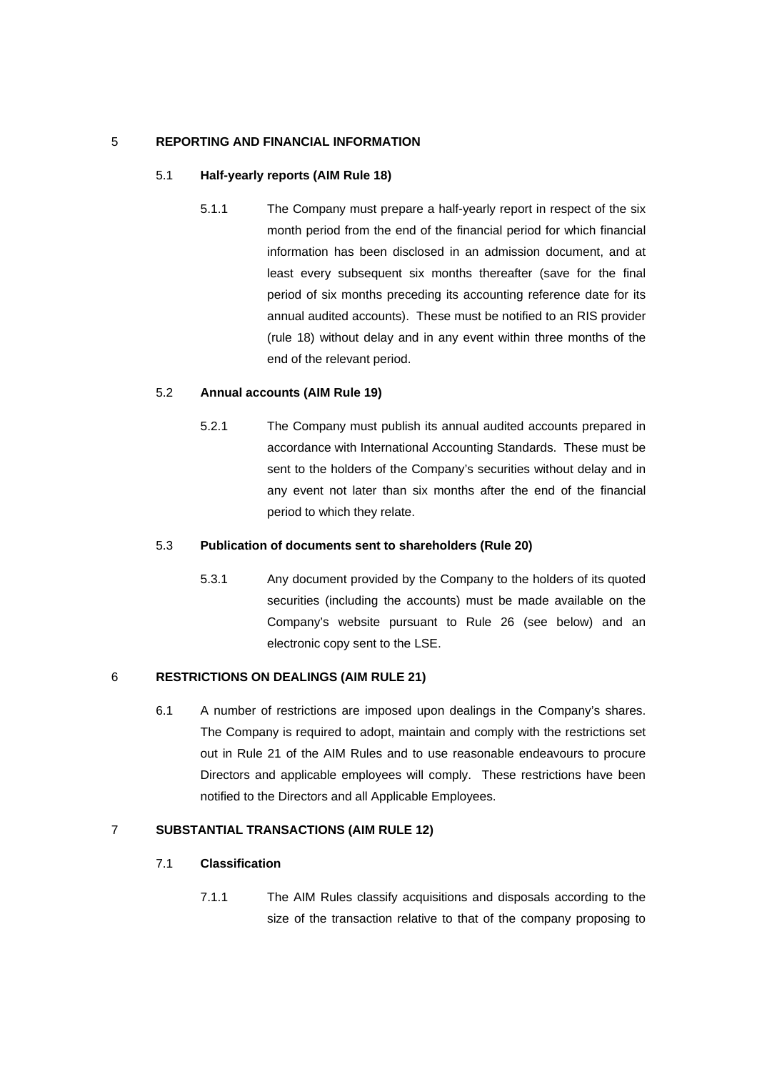## 5 REPORTING AND FINANCIAL INFORMATION

### 5.1 Half-yearly reports (AIM Rule 18)

5.1.1 The Company must prepare a half-yearly report in respect of the six month period from the end of the financial period for which financial information has been disclosed in an admission document, and at least every subsequent six months thereafter (save for the final period of six months preceding its accounting reference date for its annual audited accounts). These must be notified to an RIS provider (rule 18) without delay and in any event within three months of the end of the relevant period.

### 5.2 Annual accounts (AIM Rule 19)

5.2.1 The Company must publish its annual audited accounts prepared in accordance with International Accounting Standards. These must be sent to the holders of the Company's securities without delay and in any event not later than six months after the end of the financial period to which they relate.

### 5.3 Publication of documents sent to shareholders (Rule 20)

5.3.1 Any document provided by the Company to the holders of its quoted securities (including the accounts) must be made available on the Company's website pursuant to Rule 26 (see below) and an electronic copy sent to the LSE.

## 6 RESTRICTIONS ON DEALINGS (AIM RULE 21)

6.1 A number of restrictions are imposed upon dealings in the Company's shares. The Company is required to adopt, maintain and comply with the restrictions set out in Rule 21 of the AIM Rules and to use reasonable endeavours to procure Directors and applicable employees will comply. These restrictions have been notified to the Directors and all Applicable Employees.

## 7 SUBSTANTIAL TRANSACTIONS (AIM RULE 12)

### 7.1 Classification

7.1.1 The AIM Rules classify acquisitions and disposals according to the size of the transaction relative to that of the company proposing to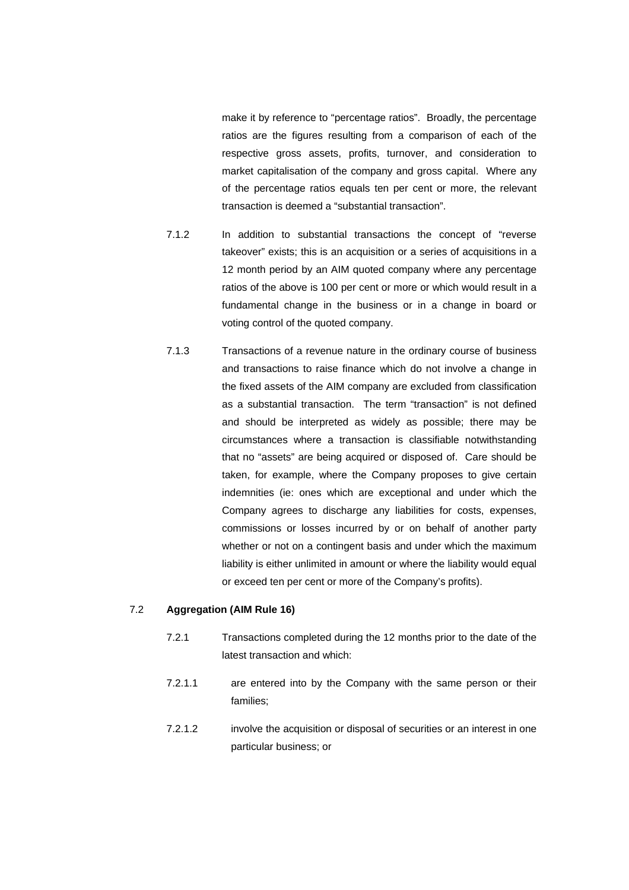make it by reference to "percentage ratios". Broadly, the percentage ratios are the figures resulting from a comparison of each of the respective gross assets, profits, turnover, and consideration to market capitalisation of the company and gross capital. Where any of the percentage ratios equals ten per cent or more, the relevant transaction is deemed a "substantial transaction".

7.1.2 In addition to substantial transactions the concept of "reverse takeover" exists; this is an acquisition or a series of acquisitions in a 12 month period by an AIM quoted company where any percentage ratios of the above is 100 per cent or more or which would result in a fundamental change in the business or in a change in board or voting control of the quoted company.

7.1.3 Transactions of a revenue nature in the ordinary course of business and transactions to raise finance which do not involve a change in the fixed assets of the AIM company are excluded from classification as a substantial transaction. The term "transaction" is not defined and should be interpreted as widely as possible; there may be circumstances where a transaction is classifiable notwithstanding that no "assets" are being acquired or disposed of. Care should be taken, for example, where the Company proposes to give certain indemnities (ie: ones which are exceptional and under which the Company agrees to discharge any liabilities for costs, expenses, commissions or losses incurred by or on behalf of another party whether or not on a contingent basis and under which the maximum liability is either unlimited in amount or where the liability would equal or exceed ten per cent or more of the Company's profits).

7.2 **Aggregation (AIM Rule 16)**

7.2.1 Transactions completed during the 12 months prior to the date of the latest transaction and which:

7.2.1.1 are entered into by the Company with the same person or their families;

7.2.1.2 involve the acquisition or disposal of securities or an interest in one particular business; or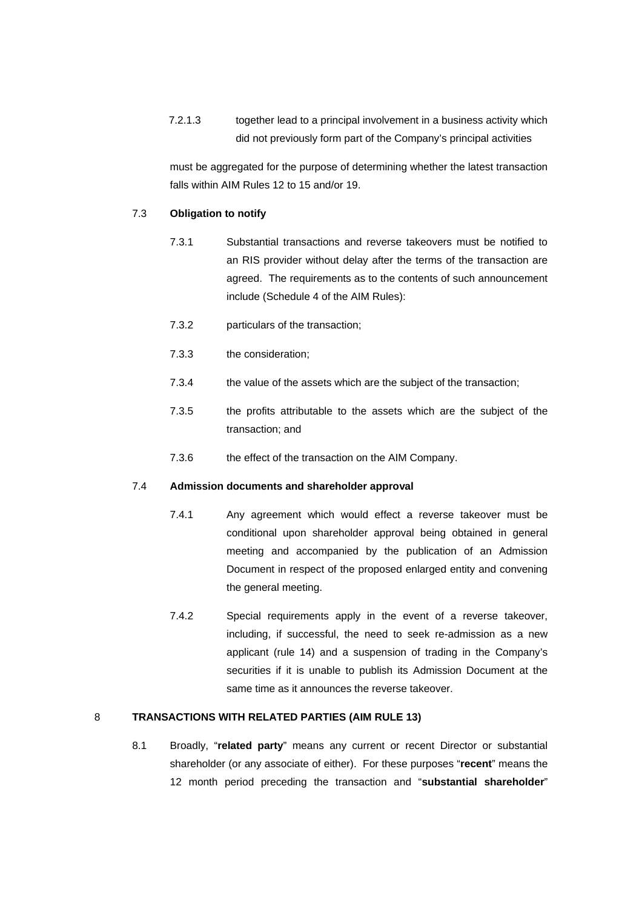7.2.1.3 together lead to a principal involvement in a business activity which did not previously form part of the Company's principal activities

must be aggregated for the purpose of determining whether the latest transaction falls within AIM Rules 12 to 15 and/or 19.

7.3 **Obligation to notify**

7.3.1 Substantial transactions and reverse takeovers must be notified to an RIS provider without delay after the terms of the transaction are agreed. The requirements as to the contents of such announcement include (Schedule 4 of the AIM Rules):

7.3.2 particulars of the transaction;

7.3.3 the consideration;

7.3.4 the value of the assets which are the subject of the transaction;

7.3.5 the profits attributable to the assets which are the subject of the transaction; and

7.3.6 the effect of the transaction on the AIM Company.

7.4 **Admission documents and shareholder approval**

7.4.1 Any agreement which would effect a reverse takeover must be conditional upon shareholder approval being obtained in general meeting and accompanied by the publication of an Admission Document in respect of the proposed enlarged entity and convening the general meeting.

7.4.2 Special requirements apply in the event of a reverse takeover, including, if successful, the need to seek re-admission as a new applicant (rule 14) and a suspension of trading in the Company's securities if it is unable to publish its Admission Document at the same time as it announces the reverse takeover.

8 **TRANSACTIONS WITH RELATED PARTIES (AIM RULE 13)**

8.1 Broadly, "**related party**" means any current or recent Director or substantial shareholder (or any associate of either). For these purposes "**recent**" means the 12 month period preceding the transaction and "**substantial shareholder**"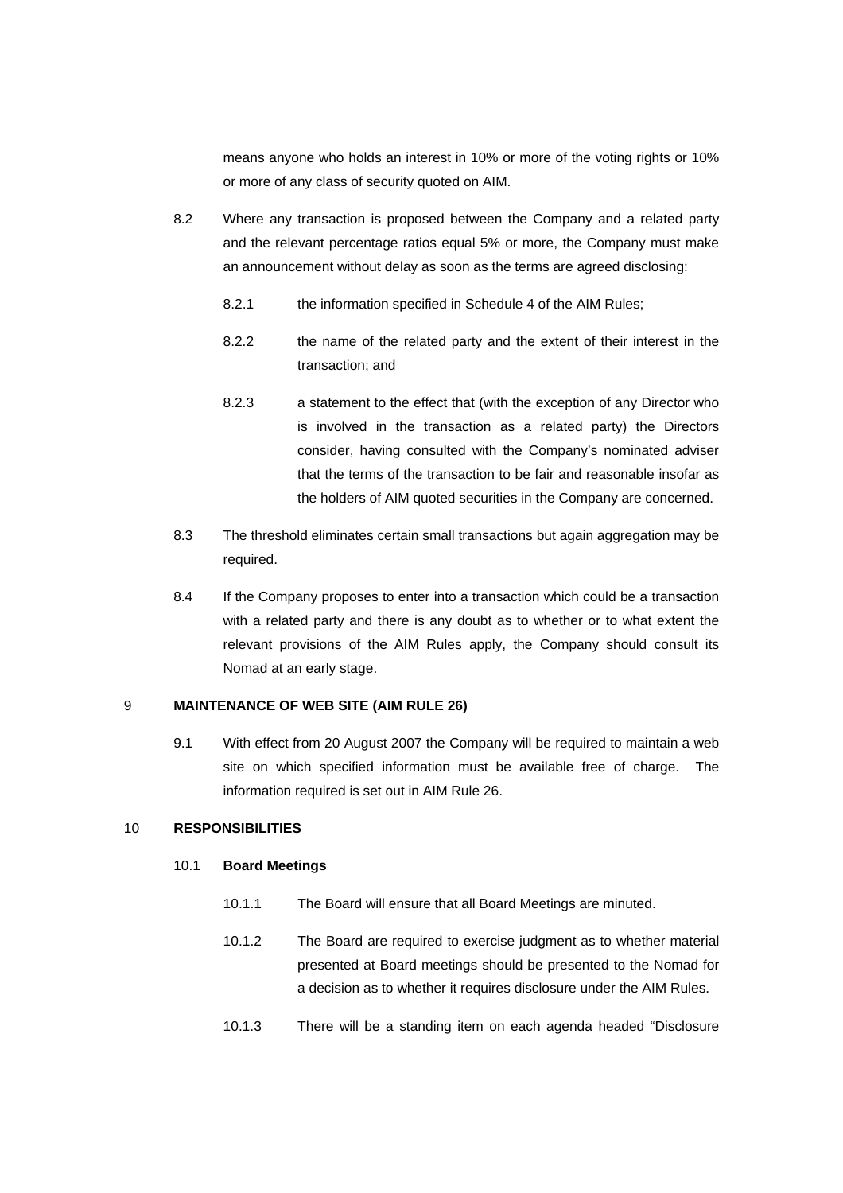means anyone who holds an interest in 10% or more of the voting rights or 10% or more of any class of security quoted on AIM.

8.2 Where any transaction is proposed between the Company and a related party and the relevant percentage ratios equal 5% or more, the Company must make an announcement without delay as soon as the terms are agreed disclosing:

8.2.1 the information specified in Schedule 4 of the AIM Rules;

8.2.2 the name of the related party and the extent of their interest in the transaction; and

8.2.3 a statement to the effect that (with the exception of any Director who is involved in the transaction as a related party) the Directors consider, having consulted with the Company's nominated adviser that the terms of the transaction to be fair and reasonable insofar as the holders of AIM quoted securities in the Company are concerned.

8.3 The threshold eliminates certain small transactions but again aggregation may be required.

8.4 If the Company proposes to enter into a transaction which could be a transaction with a related party and there is any doubt as to whether or to what extent the relevant provisions of the AIM Rules apply, the Company should consult its Nomad at an early stage.

## 9 MAINTENANCE OF WEB SITE (AIM RULE 26)

9.1 With effect from 20 August 2007 the Company will be required to maintain a web site on which specified information must be available free of charge. The information required is set out in AIM Rule 26.

## 10 RESPONSIBILITIES

### 10.1 Board Meetings

10.1.1 The Board will ensure that all Board Meetings are minuted.

10.1.2 The Board are required to exercise judgment as to whether material presented at Board meetings should be presented to the Nomad for a decision as to whether it requires disclosure under the AIM Rules.

10.1.3 There will be a standing item on each agenda headed "Disclosure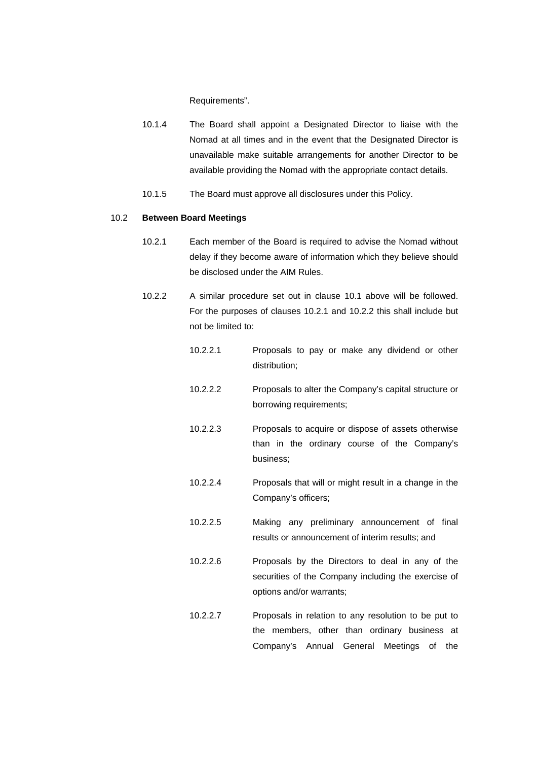Requirements".

10.1.4 The Board shall appoint a Designated Director to liaise with the Nomad at all times and in the event that the Designated Director is unavailable make suitable arrangements for another Director to be available providing the Nomad with the appropriate contact details.

10.1.5 The Board must approve all disclosures under this Policy.

10.2 **Between Board Meetings**

10.2.1 Each member of the Board is required to advise the Nomad without delay if they become aware of information which they believe should be disclosed under the AIM Rules.

10.2.2 A similar procedure set out in clause 10.1 above will be followed. For the purposes of clauses 10.2.1 and 10.2.2 this shall include but not be limited to:

10.2.2.1 Proposals to pay or make any dividend or other distribution;

10.2.2.2 Proposals to alter the Company's capital structure or borrowing requirements;

10.2.2.3 Proposals to acquire or dispose of assets otherwise than in the ordinary course of the Company's business;

10.2.2.4 Proposals that will or might result in a change in the Company's officers;

10.2.2.5 Making any preliminary announcement of final results or announcement of interim results; and

10.2.2.6 Proposals by the Directors to deal in any of the securities of the Company including the exercise of options and/or warrants;

10.2.2.7 Proposals in relation to any resolution to be put to the members, other than ordinary business at Company's Annual General Meetings of the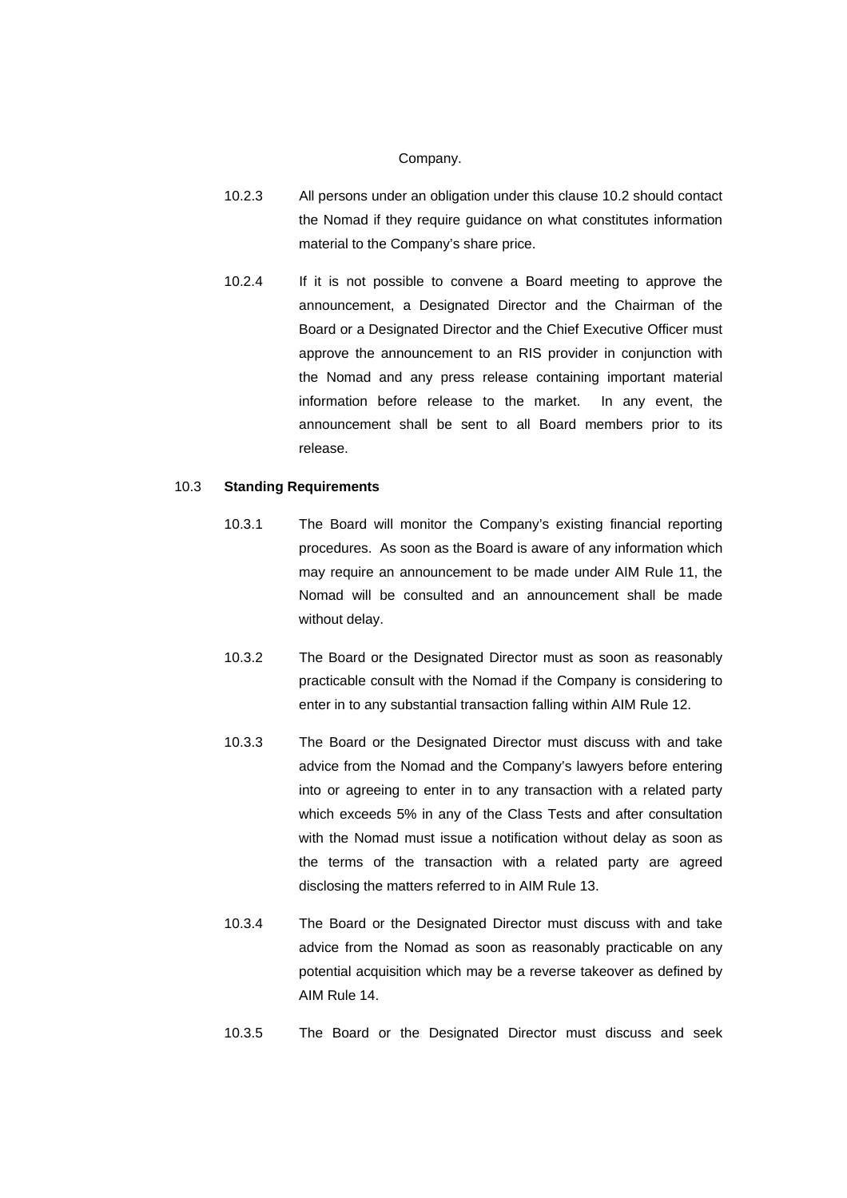Company.

10.2.3 All persons under an obligation under this clause 10.2 should contact the Nomad if they require guidance on what constitutes information material to the Company's share price.

10.2.4 If it is not possible to convene a Board meeting to approve the announcement, a Designated Director and the Chairman of the Board or a Designated Director and the Chief Executive Officer must approve the announcement to an RIS provider in conjunction with the Nomad and any press release containing important material information before release to the market. In any event, the announcement shall be sent to all Board members prior to its release.

10.3 **Standing Requirements**

10.3.1 The Board will monitor the Company's existing financial reporting procedures. As soon as the Board is aware of any information which may require an announcement to be made under AIM Rule 11, the Nomad will be consulted and an announcement shall be made without delay.

10.3.2 The Board or the Designated Director must as soon as reasonably practicable consult with the Nomad if the Company is considering to enter in to any substantial transaction falling within AIM Rule 12.

10.3.3 The Board or the Designated Director must discuss with and take advice from the Nomad and the Company's lawyers before entering into or agreeing to enter in to any transaction with a related party which exceeds 5% in any of the Class Tests and after consultation with the Nomad must issue a notification without delay as soon as the terms of the transaction with a related party are agreed disclosing the matters referred to in AIM Rule 13.

10.3.4 The Board or the Designated Director must discuss with and take advice from the Nomad as soon as reasonably practicable on any potential acquisition which may be a reverse takeover as defined by AIM Rule 14.

10.3.5 The Board or the Designated Director must discuss and seek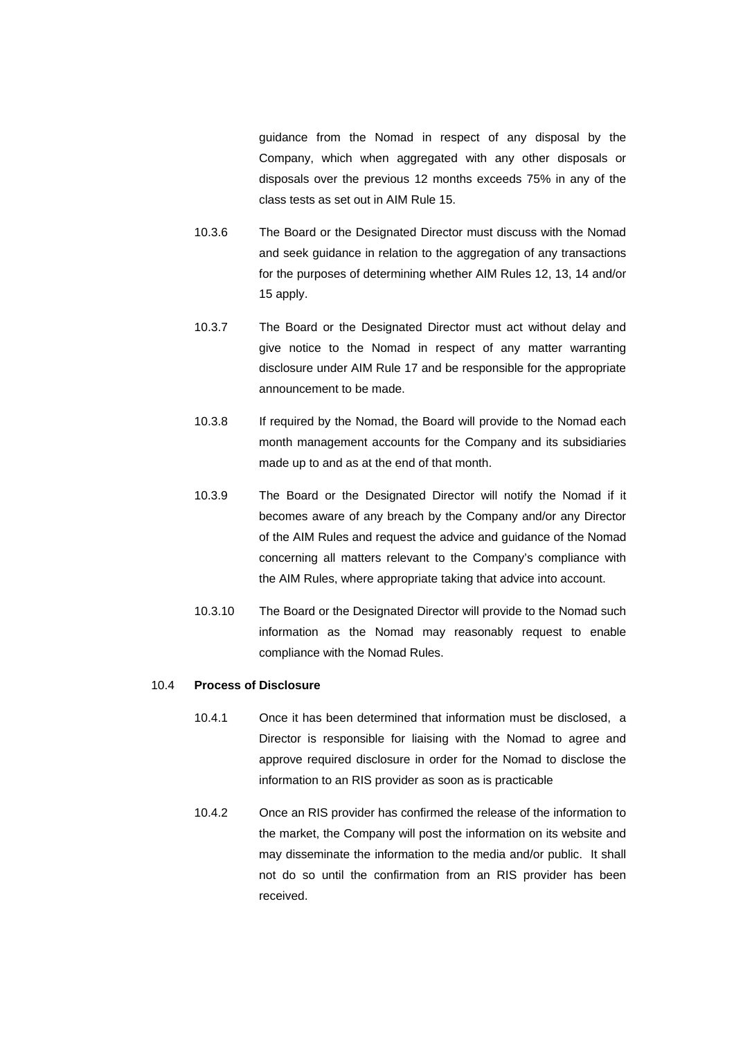guidance from the Nomad in respect of any disposal by the Company, which when aggregated with any other disposals or disposals over the previous 12 months exceeds 75% in any of the class tests as set out in AIM Rule 15.

10.3.6 The Board or the Designated Director must discuss with the Nomad and seek guidance in relation to the aggregation of any transactions for the purposes of determining whether AIM Rules 12, 13, 14 and/or 15 apply.

10.3.7 The Board or the Designated Director must act without delay and give notice to the Nomad in respect of any matter warranting disclosure under AIM Rule 17 and be responsible for the appropriate announcement to be made.

10.3.8 If required by the Nomad, the Board will provide to the Nomad each month management accounts for the Company and its subsidiaries made up to and as at the end of that month.

10.3.9 The Board or the Designated Director will notify the Nomad if it becomes aware of any breach by the Company and/or any Director of the AIM Rules and request the advice and guidance of the Nomad concerning all matters relevant to the Company's compliance with the AIM Rules, where appropriate taking that advice into account.

10.3.10 The Board or the Designated Director will provide to the Nomad such information as the Nomad may reasonably request to enable compliance with the Nomad Rules.

10.4 **Process of Disclosure**

10.4.1 Once it has been determined that information must be disclosed, a Director is responsible for liaising with the Nomad to agree and approve required disclosure in order for the Nomad to disclose the information to an RIS provider as soon as is practicable

10.4.2 Once an RIS provider has confirmed the release of the information to the market, the Company will post the information on its website and may disseminate the information to the media and/or public. It shall not do so until the confirmation from an RIS provider has been received.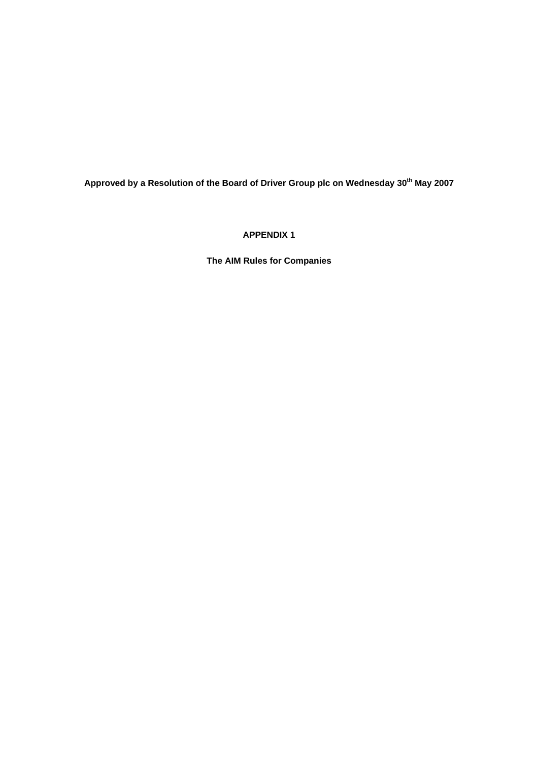**Approved by a Resolution of the Board of Driver Group plc on Wednesday 30th May 2007**

**APPENDIX 1**

**The AIM Rules for Companies**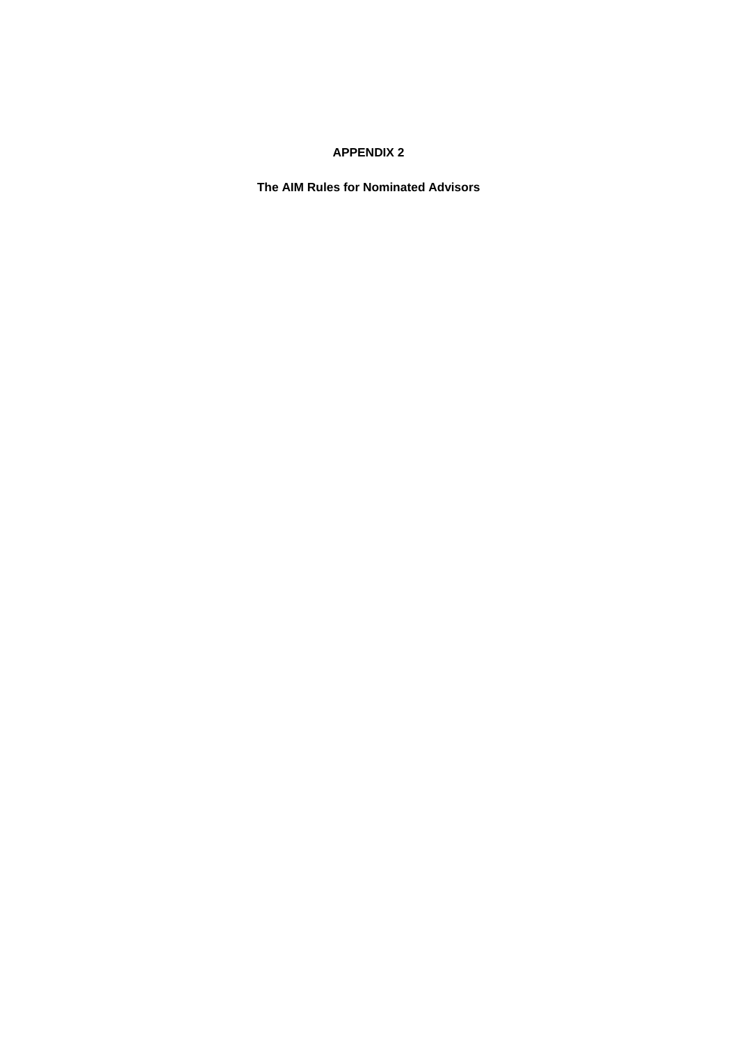**APPENDIX 2**

**The AIM Rules for Nominated Advisors**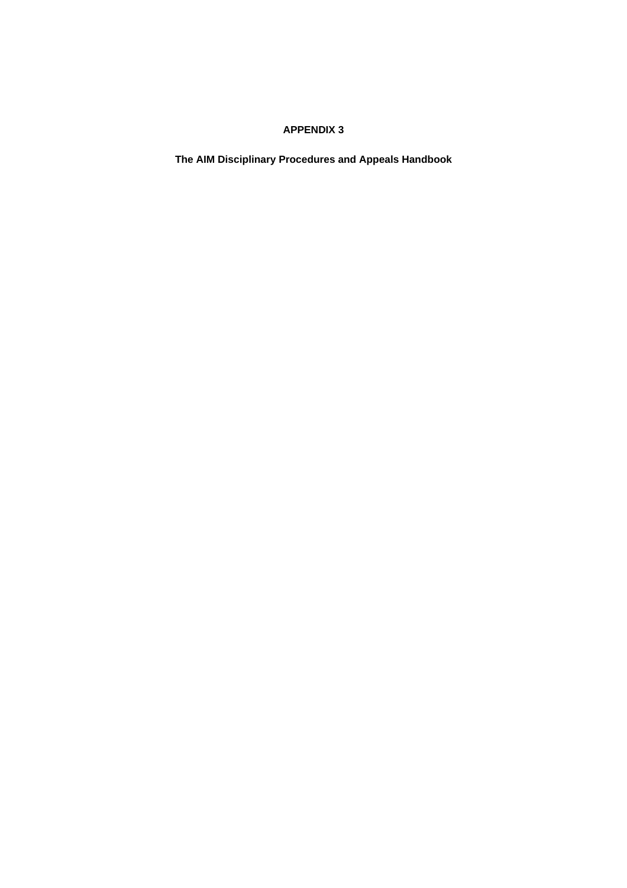# APPENDIX 3

## The AIM Disciplinary Procedures and Appeals Handbook